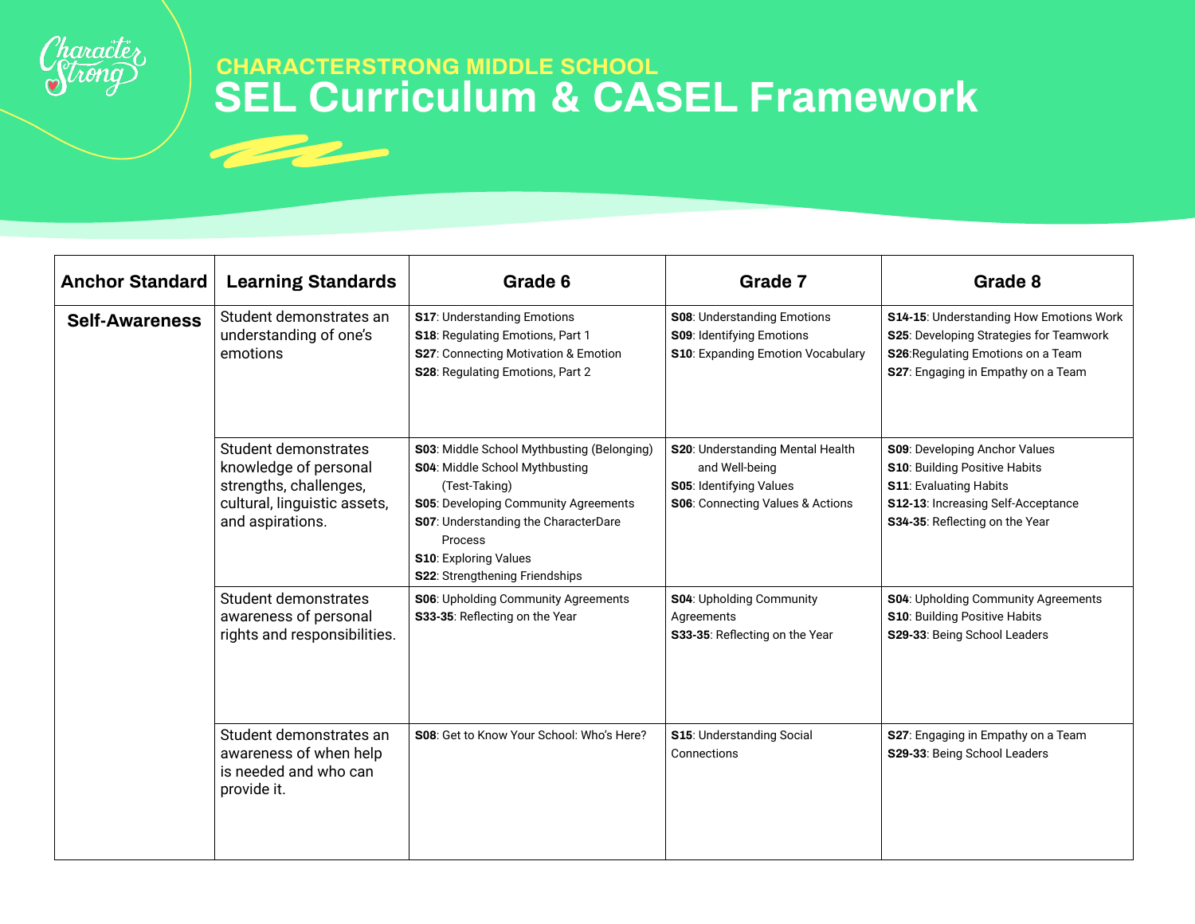CHARACTERSTRONG MIDDLE SCHOOL

# SEL Curriculum & CASEL Framework

| Anchor Standard | Learning Standards | Grade 6 | Grade 7 | Grade 8 |
| --- | --- | --- | --- | --- |
| **Self-Awareness** | Student demonstrates an understanding of one's emotions | **S17**: Understanding Emotions<br>**S18**: Regulating Emotions, Part 1<br>**S27**: Connecting Motivation & Emotion<br>**S28**: Regulating Emotions, Part 2 | **S08**: Understanding Emotions<br>**S09**: Identifying Emotions<br>**S10**: Expanding Emotion Vocabulary | **S14-15**: Understanding How Emotions Work<br>**S25**: Developing Strategies for Teamwork<br>**S26**:Regulating Emotions on a Team<br>**S27**: Engaging in Empathy on a Team |
| | Student demonstrates knowledge of personal strengths, challenges, cultural, linguistic assets, and aspirations. | **S03**: Middle School Mythbusting (Belonging)<br>**S04**: Middle School Mythbusting (Test-Taking)<br>**S05**: Developing Community Agreements<br>**S07**: Understanding the CharacterDare Process<br>**S10**: Exploring Values<br>**S22**: Strengthening Friendships | **S20**: Understanding Mental Health and Well-being<br>**S05**: Identifying Values<br>**S06**: Connecting Values & Actions | **S09**: Developing Anchor Values<br>**S10**: Building Positive Habits<br>**S11**: Evaluating Habits<br>**S12-13**: Increasing Self-Acceptance<br>**S34-35**: Reflecting on the Year |
| | Student demonstrates awareness of personal rights and responsibilities. | **S06**: Upholding Community Agreements<br>**S33-35**: Reflecting on the Year | **S04**: Upholding Community Agreements<br>**S33-35**: Reflecting on the Year | **S04**: Upholding Community Agreements<br>**S10**: Building Positive Habits<br>**S29-33**: Being School Leaders |
| | Student demonstrates an awareness of when help is needed and who can provide it. | **S08**: Get to Know Your School: Who's Here? | **S15**: Understanding Social Connections | **S27**: Engaging in Empathy on a Team<br>**S29-33**: Being School Leaders |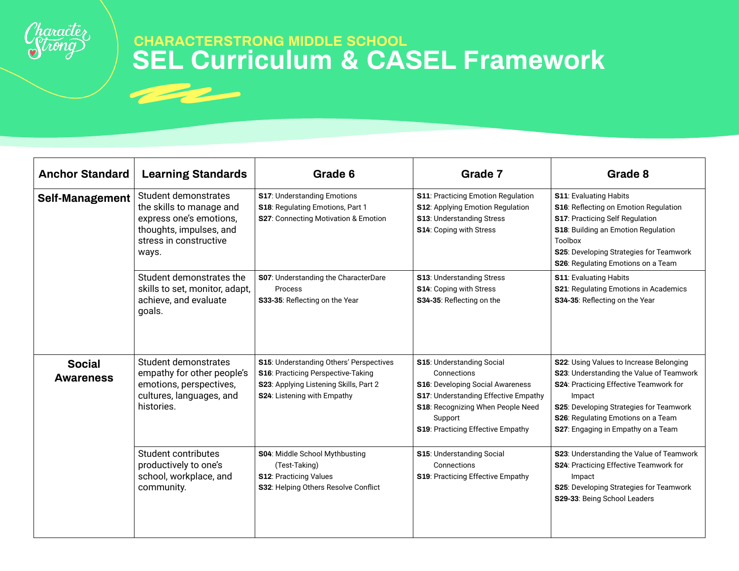## CHARACTERSTRONG MIDDLE SCHOOL

# SEL Curriculum & CASEL Framework

| Anchor Standard | Learning Standards | Grade 6 | Grade 7 | Grade 8 |
|---|---|---|---|---|
| **Self-Management** | Student demonstrates the skills to manage and express one's emotions, thoughts, impulses, and stress in constructive ways. | **S17**: Understanding Emotions<br>**S18**: Regulating Emotions, Part 1<br>**S27**: Connecting Motivation & Emotion | **S11**: Practicing Emotion Regulation<br>**S12**: Applying Emotion Regulation<br>**S13**: Understanding Stress<br>**S14**: Coping with Stress | **S11**: Evaluating Habits<br>**S16**: Reflecting on Emotion Regulation<br>**S17**: Practicing Self Regulation<br>**S18**: Building an Emotion Regulation Toolbox<br>**S25**: Developing Strategies for Teamwork<br>**S26**: Regulating Emotions on a Team |
| | Student demonstrates the skills to set, monitor, adapt, achieve, and evaluate goals. | **S07**: Understanding the CharacterDare Process<br>**S33-35**: Reflecting on the Year | **S13**: Understanding Stress<br>**S14**: Coping with Stress<br>**S34-35**: Reflecting on the | **S11**: Evaluating Habits<br>**S21**: Regulating Emotions in Academics<br>**S34-35**: Reflecting on the Year |
| **Social Awareness** | Student demonstrates empathy for other people's emotions, perspectives, cultures, languages, and histories. | **S15**: Understanding Others' Perspectives<br>**S16**: Practicing Perspective-Taking<br>**S23**: Applying Listening Skills, Part 2<br>**S24**: Listening with Empathy | **S15**: Understanding Social Connections<br>**S16**: Developing Social Awareness<br>**S17**: Understanding Effective Empathy<br>**S18**: Recognizing When People Need Support<br>**S19**: Practicing Effective Empathy | **S22**: Using Values to Increase Belonging<br>**S23**: Understanding the Value of Teamwork<br>**S24**: Practicing Effective Teamwork for Impact<br>**S25**: Developing Strategies for Teamwork<br>**S26**: Regulating Emotions on a Team<br>**S27**: Engaging in Empathy on a Team |
| | Student contributes productively to one's school, workplace, and community. | **S04**: Middle School Mythbusting (Test-Taking)<br>**S12**: Practicing Values<br>**S32**: Helping Others Resolve Conflict | **S15**: Understanding Social Connections<br>**S19**: Practicing Effective Empathy | **S23**: Understanding the Value of Teamwork<br>**S24**: Practicing Effective Teamwork for Impact<br>**S25**: Developing Strategies for Teamwork<br>**S29-33**: Being School Leaders |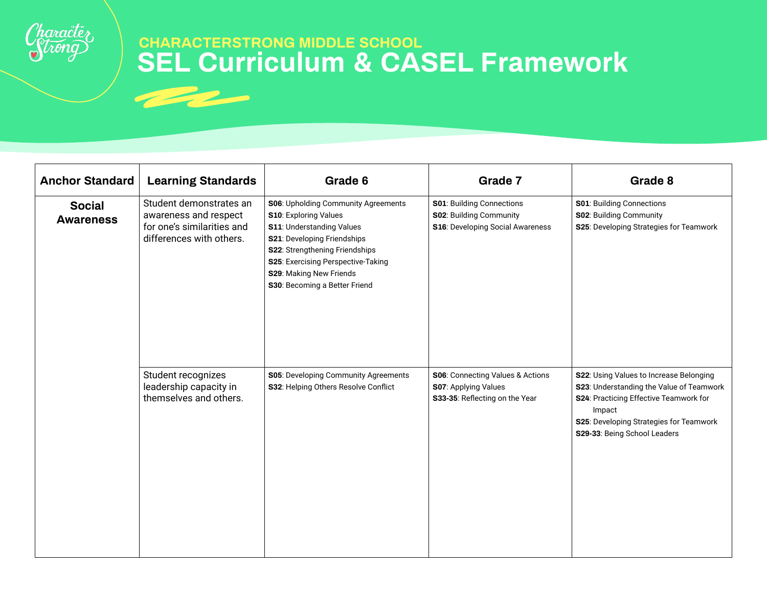## CHARACTERSTRONG MIDDLE SCHOOL

# SEL Curriculum & CASEL Framework

| Anchor Standard | Learning Standards | Grade 6 | Grade 7 | Grade 8 |
|---|---|---|---|---|
| **Social Awareness** | Student demonstrates an awareness and respect for one's similarities and differences with others. | **S06**: Upholding Community Agreements<br>**S10**: Exploring Values<br>**S11**: Understanding Values<br>**S21**: Developing Friendships<br>**S22**: Strengthening Friendships<br>**S25**: Exercising Perspective-Taking<br>**S29**: Making New Friends<br>**S30**: Becoming a Better Friend | **S01**: Building Connections<br>**S02**: Building Community<br>**S16**: Developing Social Awareness | **S01**: Building Connections<br>**S02**: Building Community<br>**S25**: Developing Strategies for Teamwork |
| | Student recognizes leadership capacity in themselves and others. | **S05**: Developing Community Agreements<br>**S32**: Helping Others Resolve Conflict | **S06**: Connecting Values & Actions<br>**S07**: Applying Values<br>**S33-35**: Reflecting on the Year | **S22**: Using Values to Increase Belonging<br>**S23**: Understanding the Value of Teamwork<br>**S24**: Practicing Effective Teamwork for Impact<br>**S25**: Developing Strategies for Teamwork<br>**S29-33**: Being School Leaders |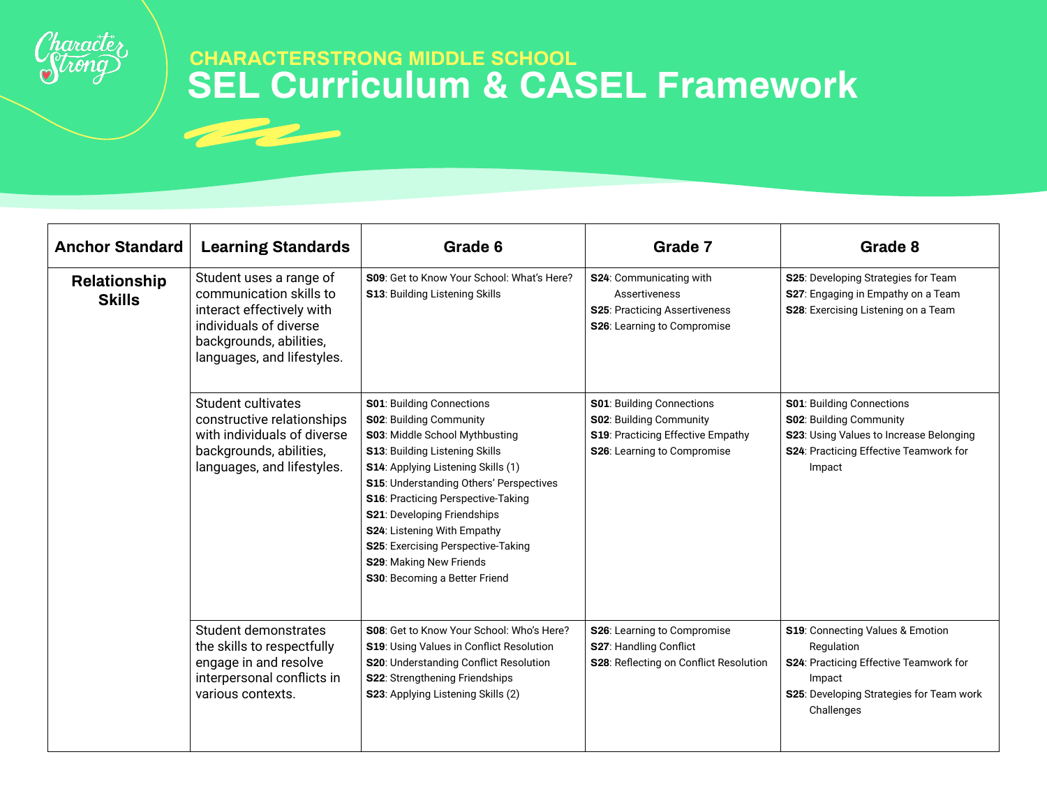## CHARACTERSTRONG MIDDLE SCHOOL

# SEL Curriculum & CASEL Framework

| Anchor Standard | Learning Standards | Grade 6 | Grade 7 | Grade 8 |
|---|---|---|---|---|
| **Relationship Skills** | Student uses a range of communication skills to interact effectively with individuals of diverse backgrounds, abilities, languages, and lifestyles. | **S09**: Get to Know Your School: What's Here?<br>**S13**: Building Listening Skills | **S24**: Communicating with Assertiveness<br>**S25**: Practicing Assertiveness<br>**S26**: Learning to Compromise | **S25**: Developing Strategies for Team<br>**S27**: Engaging in Empathy on a Team<br>**S28**: Exercising Listening on a Team |
| | Student cultivates constructive relationships with individuals of diverse backgrounds, abilities, languages, and lifestyles. | **S01**: Building Connections<br>**S02**: Building Community<br>**S03**: Middle School Mythbusting<br>**S13**: Building Listening Skills<br>**S14**: Applying Listening Skills (1)<br>**S15**: Understanding Others' Perspectives<br>**S16**: Practicing Perspective-Taking<br>**S21**: Developing Friendships<br>**S24**: Listening With Empathy<br>**S25**: Exercising Perspective-Taking<br>**S29**: Making New Friends<br>**S30**: Becoming a Better Friend | **S01**: Building Connections<br>**S02**: Building Community<br>**S19**: Practicing Effective Empathy<br>**S26**: Learning to Compromise | **S01**: Building Connections<br>**S02**: Building Community<br>**S23**: Using Values to Increase Belonging<br>**S24**: Practicing Effective Teamwork for Impact |
| | Student demonstrates the skills to respectfully engage in and resolve interpersonal conflicts in various contexts. | **S08**: Get to Know Your School: Who's Here?<br>**S19**: Using Values in Conflict Resolution<br>**S20**: Understanding Conflict Resolution<br>**S22**: Strengthening Friendships<br>**S23**: Applying Listening Skills (2) | **S26**: Learning to Compromise<br>**S27**: Handling Conflict<br>**S28**: Reflecting on Conflict Resolution | **S19**: Connecting Values & Emotion Regulation<br>**S24**: Practicing Effective Teamwork for Impact<br>**S25**: Developing Strategies for Team work Challenges |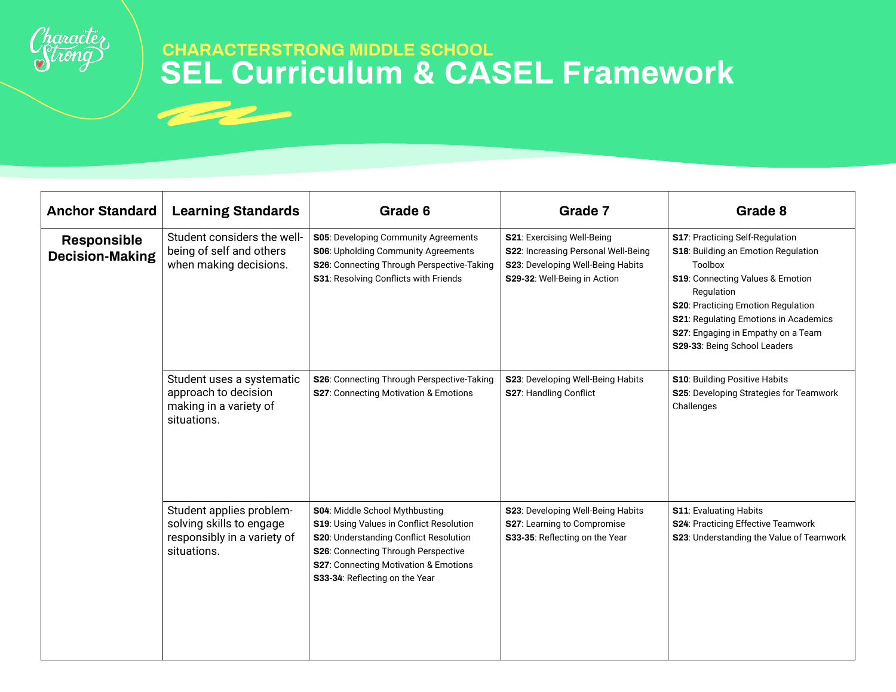## CHARACTERSTRONG MIDDLE SCHOOL

# SEL Curriculum & CASEL Framework

| Anchor Standard | Learning Standards | Grade 6 | Grade 7 | Grade 8 |
|---|---|---|---|---|
| **Responsible Decision-Making** | Student considers the well-being of self and others when making decisions. | **S05**: Developing Community Agreements<br>**S06**: Upholding Community Agreements<br>**S26**: Connecting Through Perspective-Taking<br>**S31**: Resolving Conflicts with Friends | **S21**: Exercising Well-Being<br>**S22**: Increasing Personal Well-Being<br>**S23**: Developing Well-Being Habits<br>**S29-32**: Well-Being in Action | **S17**: Practicing Self-Regulation<br>**S18**: Building an Emotion Regulation Toolbox<br>**S19**: Connecting Values & Emotion Regulation<br>**S20**: Practicing Emotion Regulation<br>**S21**: Regulating Emotions in Academics<br>**S27**: Engaging in Empathy on a Team<br>**S29-33**: Being School Leaders |
| | Student uses a systematic approach to decision making in a variety of situations. | **S26**: Connecting Through Perspective-Taking<br>**S27**: Connecting Motivation & Emotions | **S23**: Developing Well-Being Habits<br>**S27**: Handling Conflict | **S10**: Building Positive Habits<br>**S25**: Developing Strategies for Teamwork Challenges |
| | Student applies problem-solving skills to engage responsibly in a variety of situations. | **S04**: Middle School Mythbusting<br>**S19**: Using Values in Conflict Resolution<br>**S20**: Understanding Conflict Resolution<br>**S26**: Connecting Through Perspective<br>**S27**: Connecting Motivation & Emotions<br>**S33-34**: Reflecting on the Year | **S23**: Developing Well-Being Habits<br>**S27**: Learning to Compromise<br>**S33-35**: Reflecting on the Year | **S11**: Evaluating Habits<br>**S24**: Practicing Effective Teamwork<br>**S23**: Understanding the Value of Teamwork |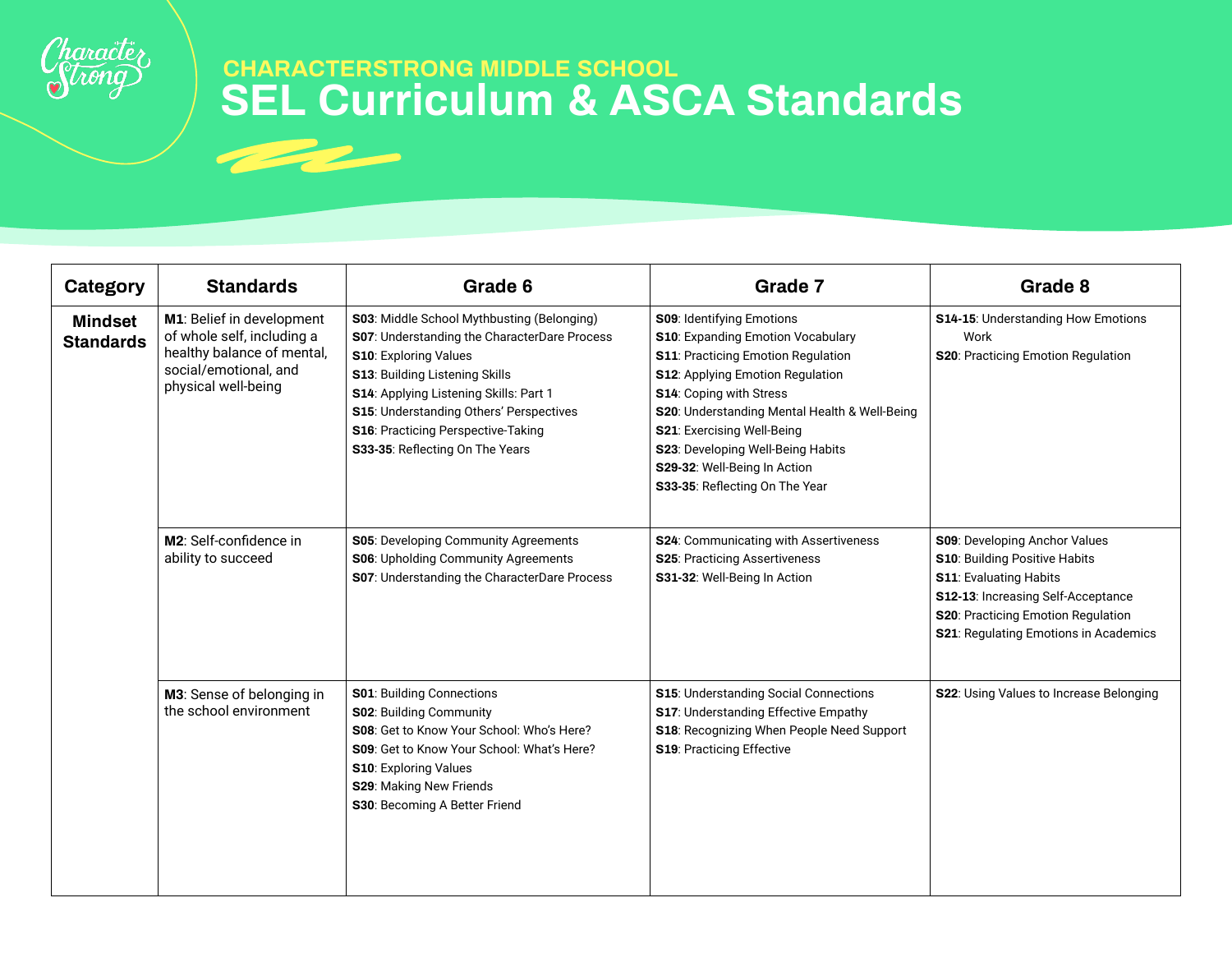## CHARACTERSTRONG MIDDLE SCHOOL

# SEL Curriculum & ASCA Standards

| Category | Standards | Grade 6 | Grade 7 | Grade 8 |
|---|---|---|---|---|
| **Mindset Standards** | **M1**: Belief in development of whole self, including a healthy balance of mental, social/emotional, and physical well-being | **S03**: Middle School Mythbusting (Belonging)<br>**S07**: Understanding the CharacterDare Process<br>**S10**: Exploring Values<br>**S13**: Building Listening Skills<br>**S14**: Applying Listening Skills: Part 1<br>**S15**: Understanding Others' Perspectives<br>**S16**: Practicing Perspective-Taking<br>**S33-35**: Reflecting On The Years | **S09**: Identifying Emotions<br>**S10**: Expanding Emotion Vocabulary<br>**S11**: Practicing Emotion Regulation<br>**S12**: Applying Emotion Regulation<br>**S14**: Coping with Stress<br>**S20**: Understanding Mental Health & Well-Being<br>**S21**: Exercising Well-Being<br>**S23**: Developing Well-Being Habits<br>**S29-32**: Well-Being In Action<br>**S33-35**: Reflecting On The Year | **S14-15**: Understanding How Emotions Work<br>**S20**: Practicing Emotion Regulation |
| | **M2**: Self-confidence in ability to succeed | **S05**: Developing Community Agreements<br>**S06**: Upholding Community Agreements<br>**S07**: Understanding the CharacterDare Process | **S24**: Communicating with Assertiveness<br>**S25**: Practicing Assertiveness<br>**S31-32**: Well-Being In Action | **S09**: Developing Anchor Values<br>**S10**: Building Positive Habits<br>**S11**: Evaluating Habits<br>**S12-13**: Increasing Self-Acceptance<br>**S20**: Practicing Emotion Regulation<br>**S21**: Regulating Emotions in Academics |
| | **M3**: Sense of belonging in the school environment | **S01**: Building Connections<br>**S02**: Building Community<br>**S08**: Get to Know Your School: Who's Here?<br>**S09**: Get to Know Your School: What's Here?<br>**S10**: Exploring Values<br>**S29**: Making New Friends<br>**S30**: Becoming A Better Friend | **S15**: Understanding Social Connections<br>**S17**: Understanding Effective Empathy<br>**S18**: Recognizing When People Need Support<br>**S19**: Practicing Effective | **S22**: Using Values to Increase Belonging |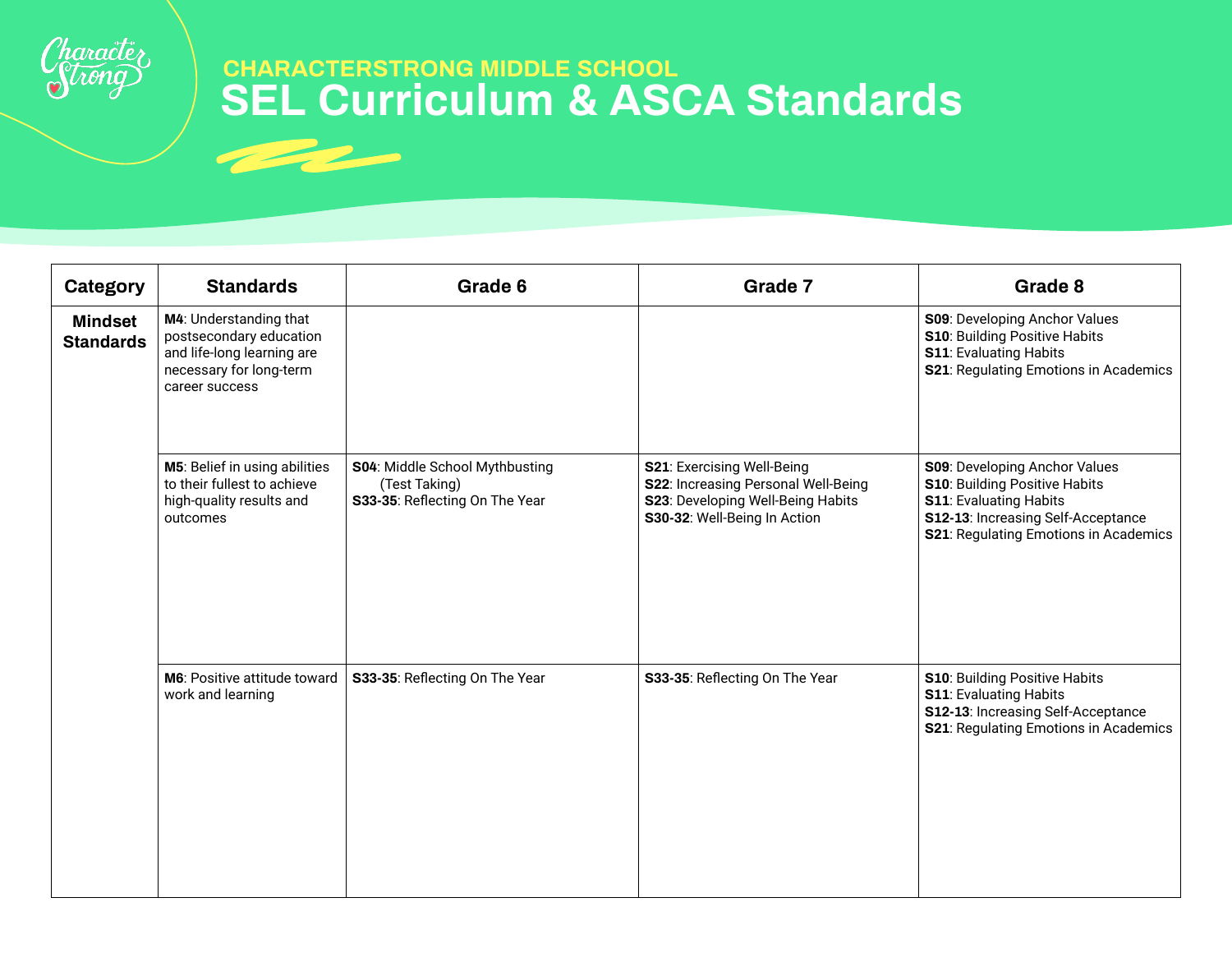## CHARACTERSTRONG MIDDLE SCHOOL

# SEL Curriculum & ASCA Standards

| Category | Standards | Grade 6 | Grade 7 | Grade 8 |
|---|---|---|---|---|
| **Mindset Standards** | **M4**: Understanding that postsecondary education and life-long learning are necessary for long-term career success | | | **S09**: Developing Anchor Values<br>**S10**: Building Positive Habits<br>**S11**: Evaluating Habits<br>**S21**: Regulating Emotions in Academics |
| | **M5**: Belief in using abilities to their fullest to achieve high-quality results and outcomes | **S04**: Middle School Mythbusting (Test Taking)<br>**S33-35**: Reflecting On The Year | **S21**: Exercising Well-Being<br>**S22**: Increasing Personal Well-Being<br>**S23**: Developing Well-Being Habits<br>**S30-32**: Well-Being In Action | **S09**: Developing Anchor Values<br>**S10**: Building Positive Habits<br>**S11**: Evaluating Habits<br>**S12-13**: Increasing Self-Acceptance<br>**S21**: Regulating Emotions in Academics |
| | **M6**: Positive attitude toward work and learning | **S33-35**: Reflecting On The Year | **S33-35**: Reflecting On The Year | **S10**: Building Positive Habits<br>**S11**: Evaluating Habits<br>**S12-13**: Increasing Self-Acceptance<br>**S21**: Regulating Emotions in Academics |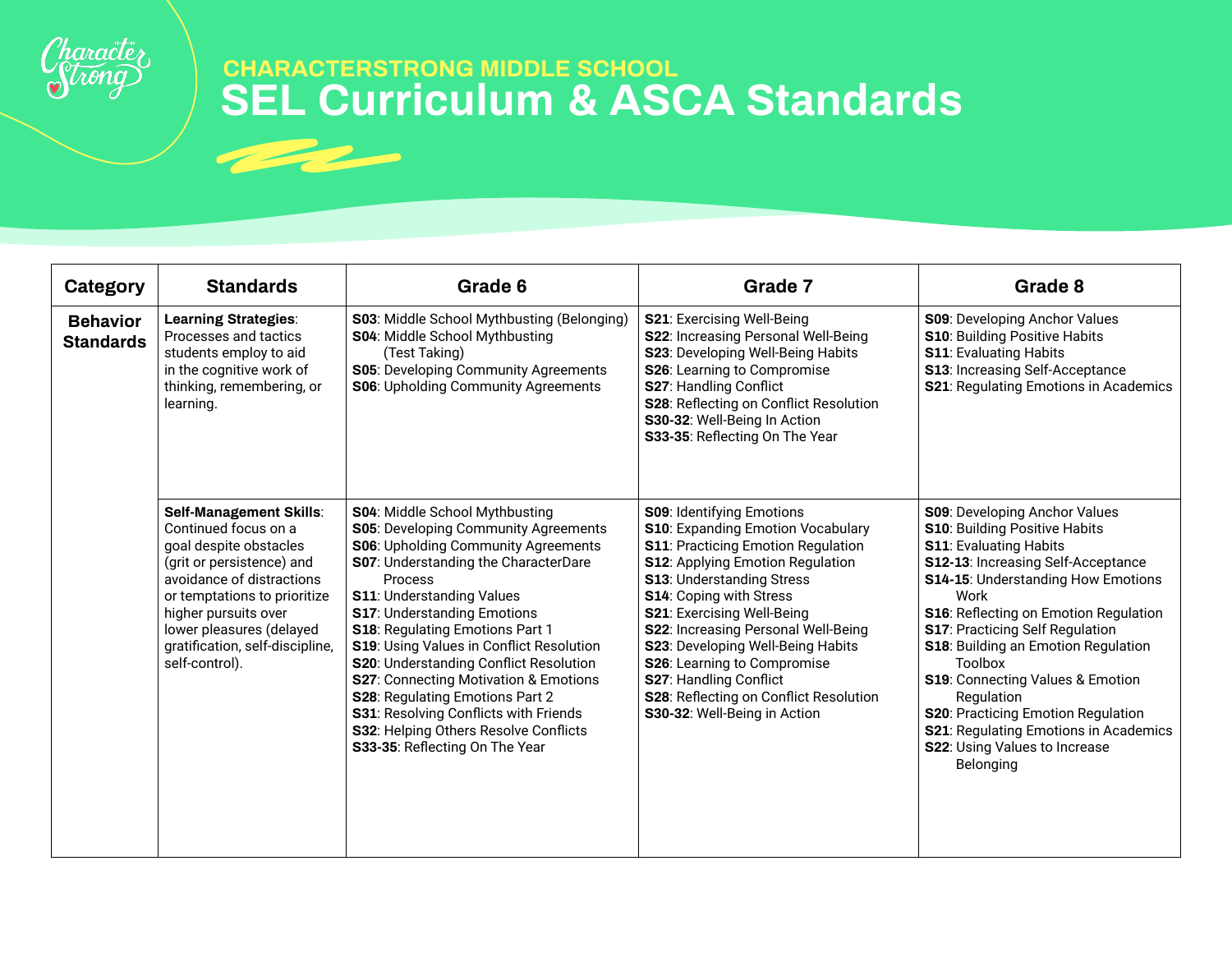## CHARACTERSTRONG MIDDLE SCHOOL

# SEL Curriculum & ASCA Standards

| Category | Standards | Grade 6 | Grade 7 | Grade 8 |
|---|---|---|---|---|
| **Behavior Standards** | **Learning Strategies**: Processes and tactics students employ to aid in the cognitive work of thinking, remembering, or learning. | **S03**: Middle School Mythbusting (Belonging)<br>**S04**: Middle School Mythbusting (Test Taking)<br>**S05**: Developing Community Agreements<br>**S06**: Upholding Community Agreements | **S21**: Exercising Well-Being<br>**S22**: Increasing Personal Well-Being<br>**S23**: Developing Well-Being Habits<br>**S26**: Learning to Compromise<br>**S27**: Handling Conflict<br>**S28**: Reflecting on Conflict Resolution<br>**S30-32**: Well-Being In Action<br>**S33-35**: Reflecting On The Year | **S09**: Developing Anchor Values<br>**S10**: Building Positive Habits<br>**S11**: Evaluating Habits<br>**S13**: Increasing Self-Acceptance<br>**S21**: Regulating Emotions in Academics |
| | **Self-Management Skills**: Continued focus on a goal despite obstacles (grit or persistence) and avoidance of distractions or temptations to prioritize higher pursuits over lower pleasures (delayed gratification, self-discipline, self-control). | **S04**: Middle School Mythbusting<br>**S05**: Developing Community Agreements<br>**S06**: Upholding Community Agreements<br>**S07**: Understanding the CharacterDare Process<br>**S11**: Understanding Values<br>**S17**: Understanding Emotions<br>**S18**: Regulating Emotions Part 1<br>**S19**: Using Values in Conflict Resolution<br>**S20**: Understanding Conflict Resolution<br>**S27**: Connecting Motivation & Emotions<br>**S28**: Regulating Emotions Part 2<br>**S31**: Resolving Conflicts with Friends<br>**S32**: Helping Others Resolve Conflicts<br>**S33-35**: Reflecting On The Year | **S09**: Identifying Emotions<br>**S10**: Expanding Emotion Vocabulary<br>**S11**: Practicing Emotion Regulation<br>**S12**: Applying Emotion Regulation<br>**S13**: Understanding Stress<br>**S14**: Coping with Stress<br>**S21**: Exercising Well-Being<br>**S22**: Increasing Personal Well-Being<br>**S23**: Developing Well-Being Habits<br>**S26**: Learning to Compromise<br>**S27**: Handling Conflict<br>**S28**: Reflecting on Conflict Resolution<br>**S30-32**: Well-Being in Action | **S09**: Developing Anchor Values<br>**S10**: Building Positive Habits<br>**S11**: Evaluating Habits<br>**S12-13**: Increasing Self-Acceptance<br>**S14-15**: Understanding How Emotions Work<br>**S16**: Reflecting on Emotion Regulation<br>**S17**: Practicing Self Regulation<br>**S18**: Building an Emotion Regulation Toolbox<br>**S19**: Connecting Values & Emotion Regulation<br>**S20**: Practicing Emotion Regulation<br>**S21**: Regulating Emotions in Academics<br>**S22**: Using Values to Increase Belonging |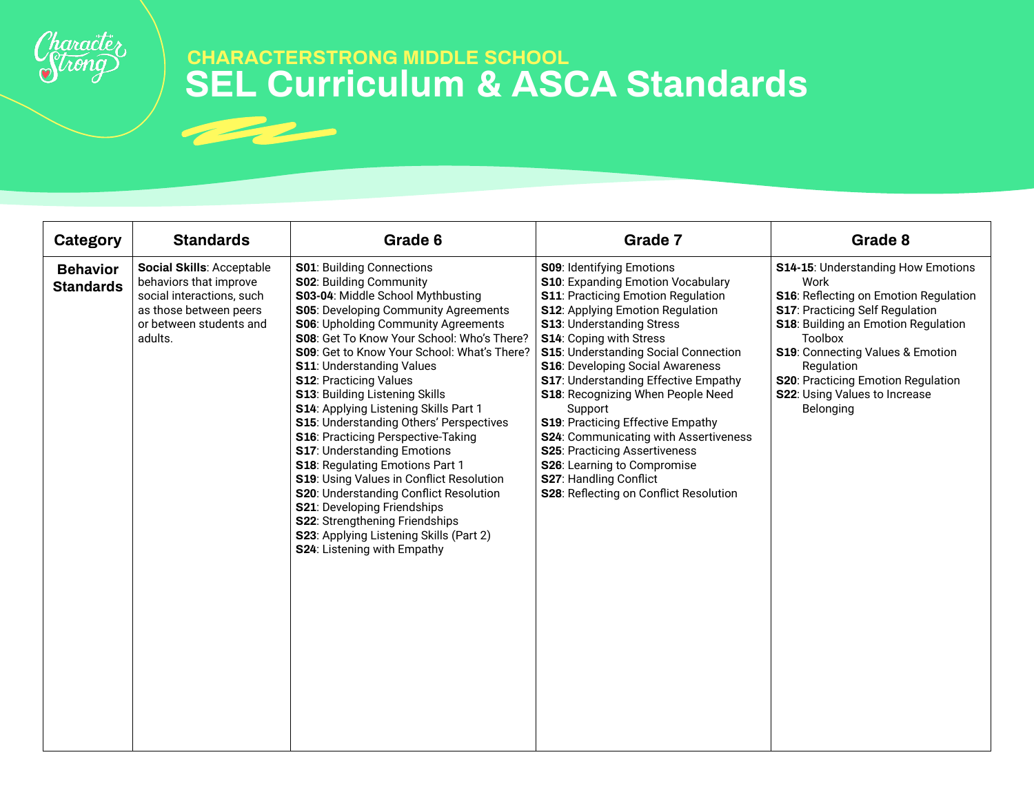CHARACTERSTRONG MIDDLE SCHOOL

# SEL Curriculum & ASCA Standards

| Category | Standards | Grade 6 | Grade 7 | Grade 8 |
|---|---|---|---|---|
| **Behavior Standards** | **Social Skills**: Acceptable behaviors that improve social interactions, such as those between peers or between students and adults. | **S01**: Building Connections<br>**S02**: Building Community<br>**S03-04**: Middle School Mythbusting<br>**S05**: Developing Community Agreements<br>**S06**: Upholding Community Agreements<br>**S08**: Get To Know Your School: Who's There?<br>**S09**: Get to Know Your School: What's There?<br>**S11**: Understanding Values<br>**S12**: Practicing Values<br>**S13**: Building Listening Skills<br>**S14**: Applying Listening Skills Part 1<br>**S15**: Understanding Others' Perspectives<br>**S16**: Practicing Perspective-Taking<br>**S17**: Understanding Emotions<br>**S18**: Regulating Emotions Part 1<br>**S19**: Using Values in Conflict Resolution<br>**S20**: Understanding Conflict Resolution<br>**S21**: Developing Friendships<br>**S22**: Strengthening Friendships<br>**S23**: Applying Listening Skills (Part 2)<br>**S24**: Listening with Empathy | **S09**: Identifying Emotions<br>**S10**: Expanding Emotion Vocabulary<br>**S11**: Practicing Emotion Regulation<br>**S12**: Applying Emotion Regulation<br>**S13**: Understanding Stress<br>**S14**: Coping with Stress<br>**S15**: Understanding Social Connection<br>**S16**: Developing Social Awareness<br>**S17**: Understanding Effective Empathy<br>**S18**: Recognizing When People Need Support<br>**S19**: Practicing Effective Empathy<br>**S24**: Communicating with Assertiveness<br>**S25**: Practicing Assertiveness<br>**S26**: Learning to Compromise<br>**S27**: Handling Conflict<br>**S28**: Reflecting on Conflict Resolution | **S14-15**: Understanding How Emotions Work<br>**S16**: Reflecting on Emotion Regulation<br>**S17**: Practicing Self Regulation<br>**S18**: Building an Emotion Regulation Toolbox<br>**S19**: Connecting Values & Emotion Regulation<br>**S20**: Practicing Emotion Regulation<br>**S22**: Using Values to Increase Belonging |